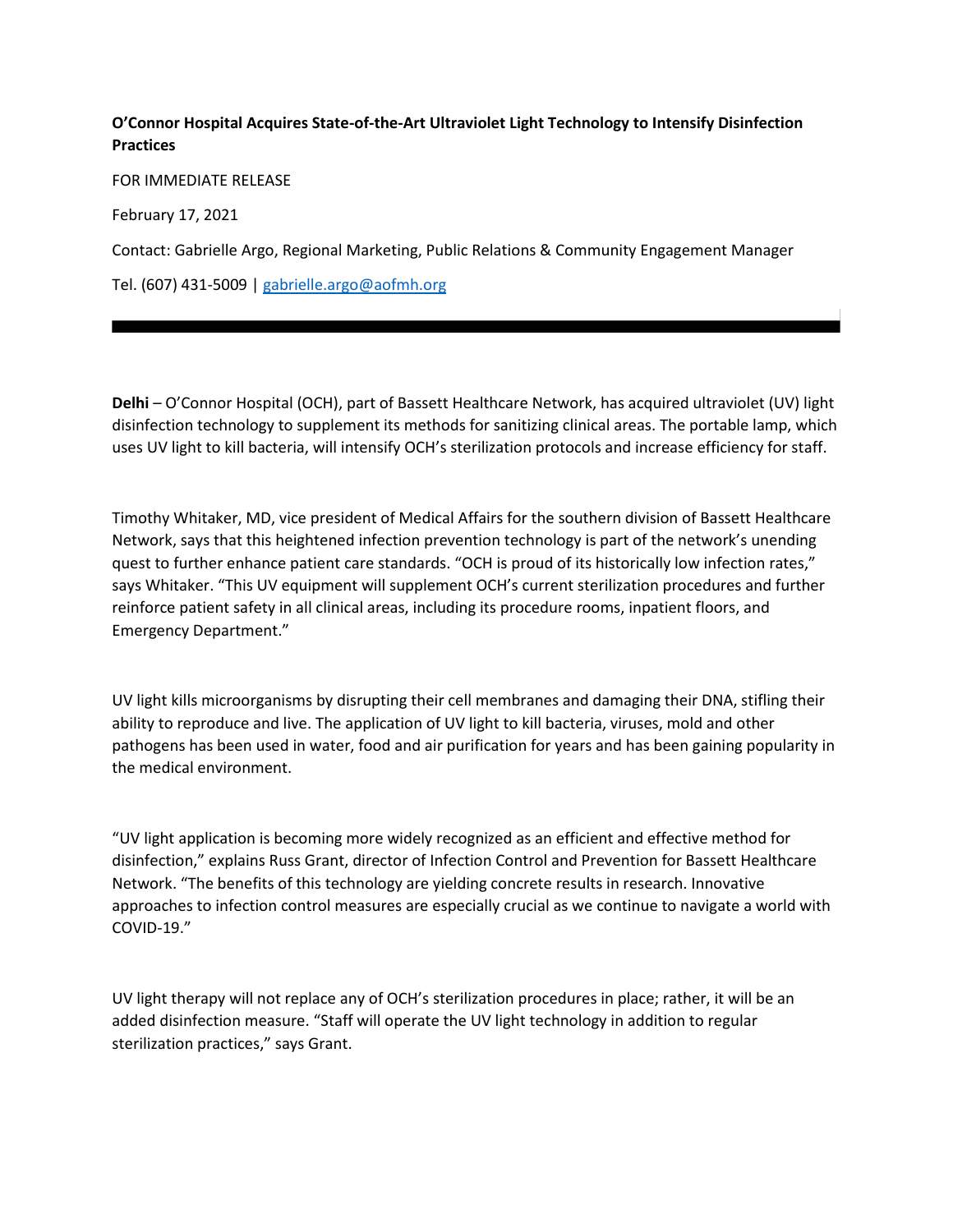**O'Connor Hospital Acquires State-of-the-Art Ultraviolet Light Technology to Intensify Disinfection Practices**

FOR IMMEDIATE RELEASE

February 17, 2021

Contact: Gabrielle Argo, Regional Marketing, Public Relations & Community Engagement Manager

Tel. (607) 431-5009 | gabrielle.argo@aofmh.org

---

**Delhi** – O'Connor Hospital (OCH), part of Bassett Healthcare Network, has acquired ultraviolet (UV) light disinfection technology to supplement its methods for sanitizing clinical areas. The portable lamp, which uses UV light to kill bacteria, will intensify OCH's sterilization protocols and increase efficiency for staff.

Timothy Whitaker, MD, vice president of Medical Affairs for the southern division of Bassett Healthcare Network, says that this heightened infection prevention technology is part of the network's unending quest to further enhance patient care standards. "OCH is proud of its historically low infection rates," says Whitaker. "This UV equipment will supplement OCH's current sterilization procedures and further reinforce patient safety in all clinical areas, including its procedure rooms, inpatient floors, and Emergency Department."

UV light kills microorganisms by disrupting their cell membranes and damaging their DNA, stifling their ability to reproduce and live. The application of UV light to kill bacteria, viruses, mold and other pathogens has been used in water, food and air purification for years and has been gaining popularity in the medical environment.

"UV light application is becoming more widely recognized as an efficient and effective method for disinfection," explains Russ Grant, director of Infection Control and Prevention for Bassett Healthcare Network. "The benefits of this technology are yielding concrete results in research. Innovative approaches to infection control measures are especially crucial as we continue to navigate a world with COVID-19."

UV light therapy will not replace any of OCH's sterilization procedures in place; rather, it will be an added disinfection measure. "Staff will operate the UV light technology in addition to regular sterilization practices," says Grant.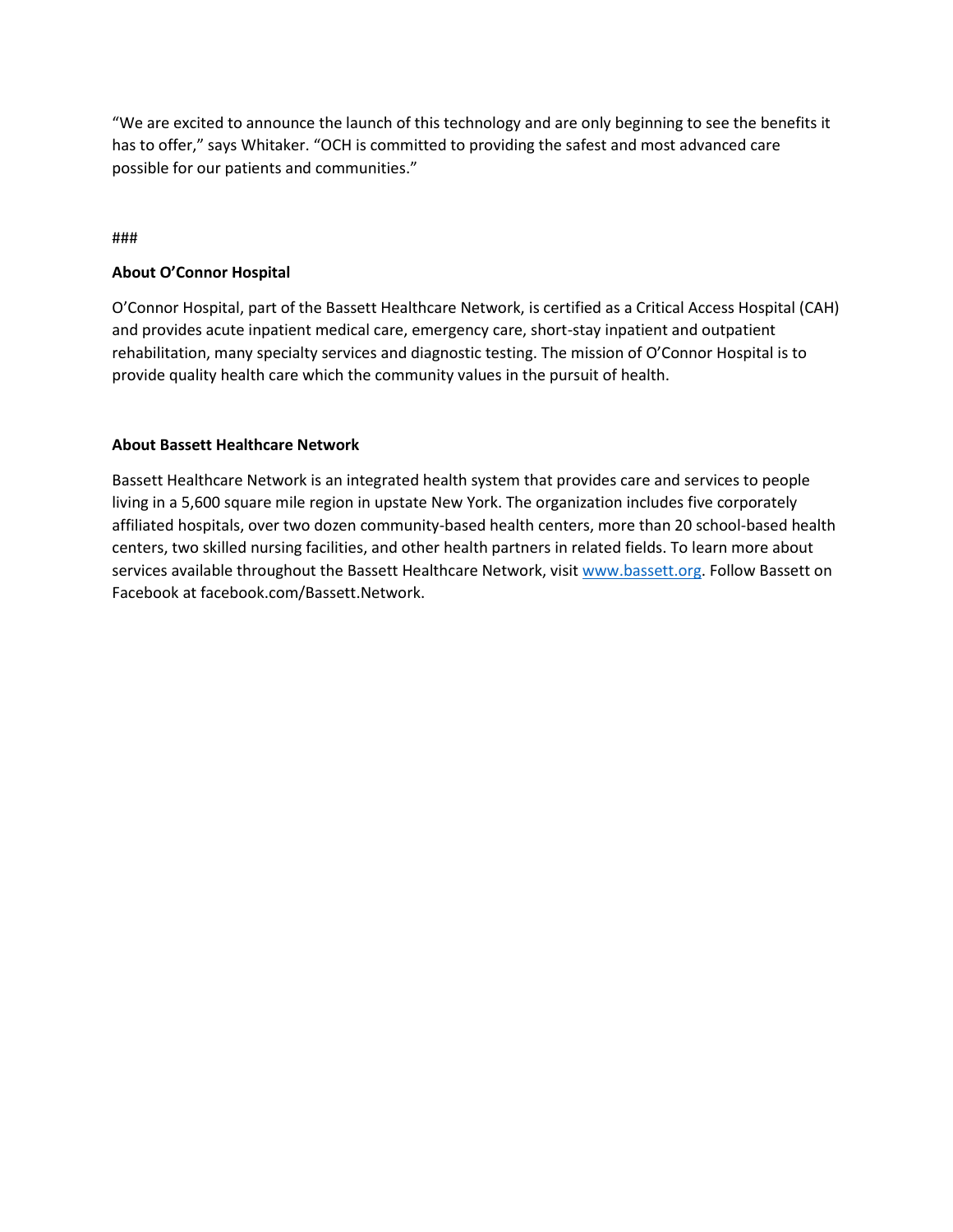"We are excited to announce the launch of this technology and are only beginning to see the benefits it has to offer," says Whitaker. "OCH is committed to providing the safest and most advanced care possible for our patients and communities."

###

**About O'Connor Hospital**

O'Connor Hospital, part of the Bassett Healthcare Network, is certified as a Critical Access Hospital (CAH) and provides acute inpatient medical care, emergency care, short-stay inpatient and outpatient rehabilitation, many specialty services and diagnostic testing. The mission of O'Connor Hospital is to provide quality health care which the community values in the pursuit of health.

**About Bassett Healthcare Network**

Bassett Healthcare Network is an integrated health system that provides care and services to people living in a 5,600 square mile region in upstate New York. The organization includes five corporately affiliated hospitals, over two dozen community-based health centers, more than 20 school-based health centers, two skilled nursing facilities, and other health partners in related fields. To learn more about services available throughout the Bassett Healthcare Network, visit [www.bassett.org](http://www.bassett.org). Follow Bassett on Facebook at facebook.com/Bassett.Network.